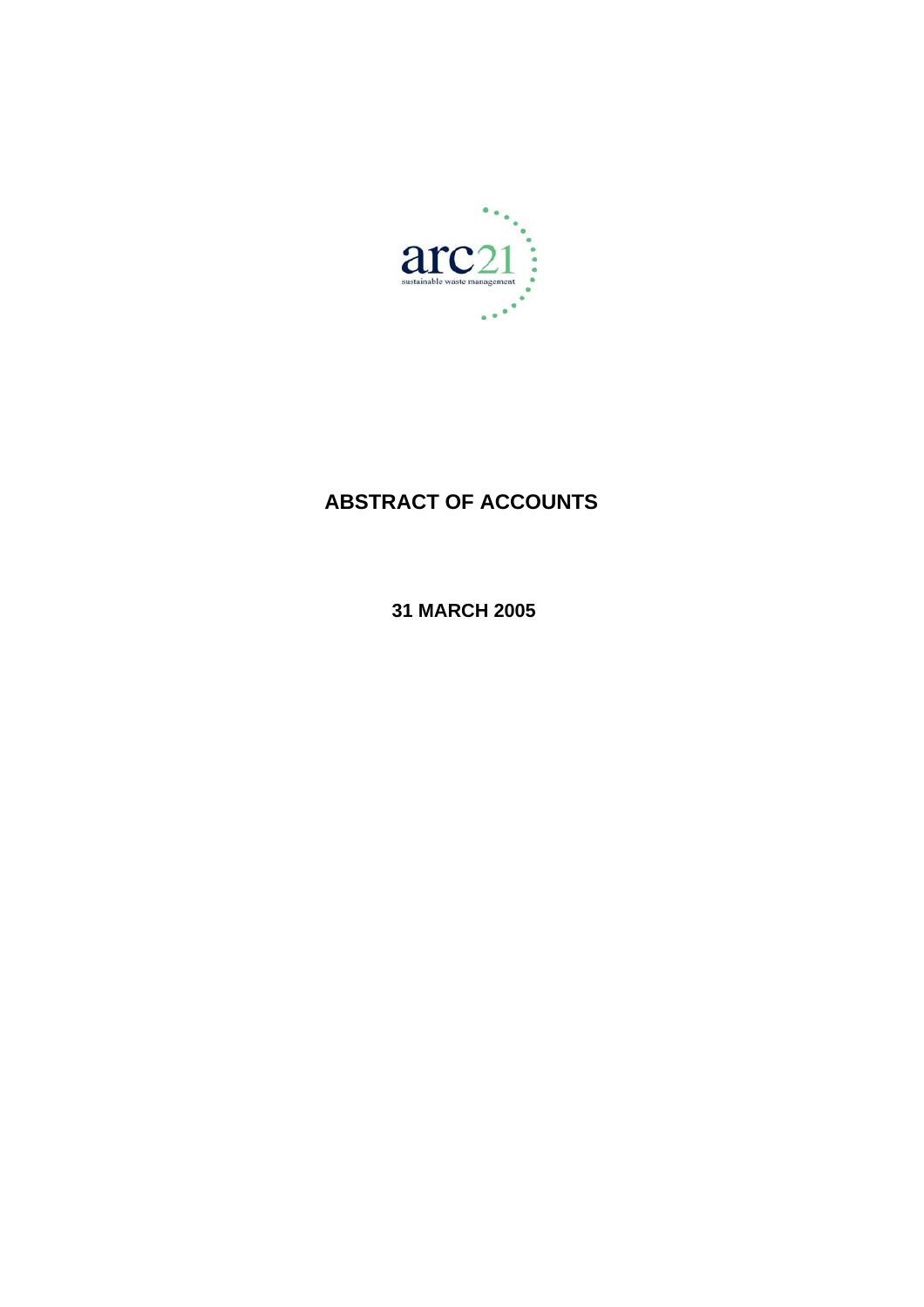arc21

sustainable waste management

# ABSTRACT OF ACCOUNTS

## 31 MARCH 2005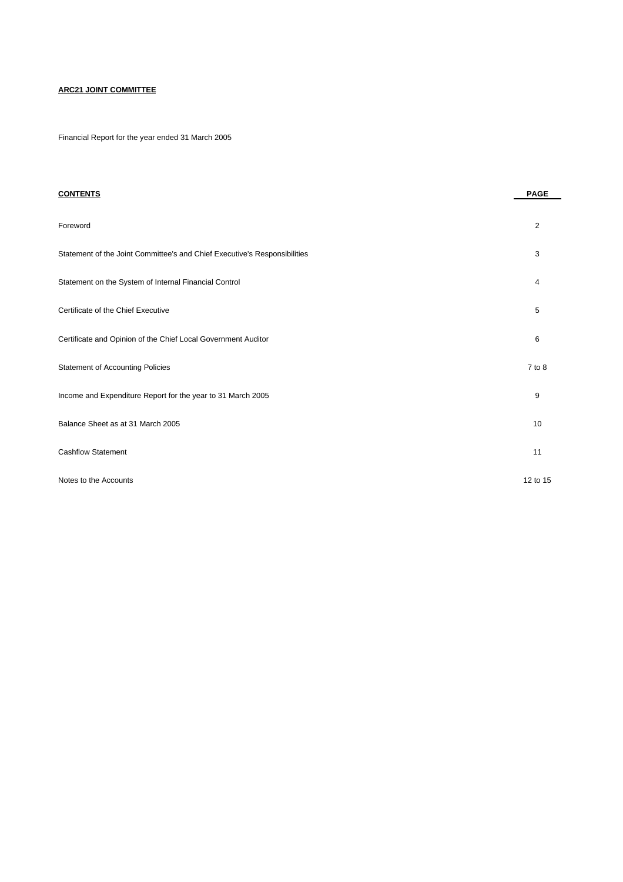**ARC21 JOINT COMMITTEE**

Financial Report for the year ended 31 March 2005

| CONTENTS | PAGE |
|---|---|
| Foreword | 2 |
| Statement of the Joint Committee's and Chief Executive's Responsibilities | 3 |
| Statement on the System of Internal Financial Control | 4 |
| Certificate of the Chief Executive | 5 |
| Certificate and Opinion of the Chief Local Government Auditor | 6 |
| Statement of Accounting Policies | 7 to 8 |
| Income and Expenditure Report for the year to 31 March 2005 | 9 |
| Balance Sheet as at 31 March 2005 | 10 |
| Cashflow Statement | 11 |
| Notes to the Accounts | 12 to 15 |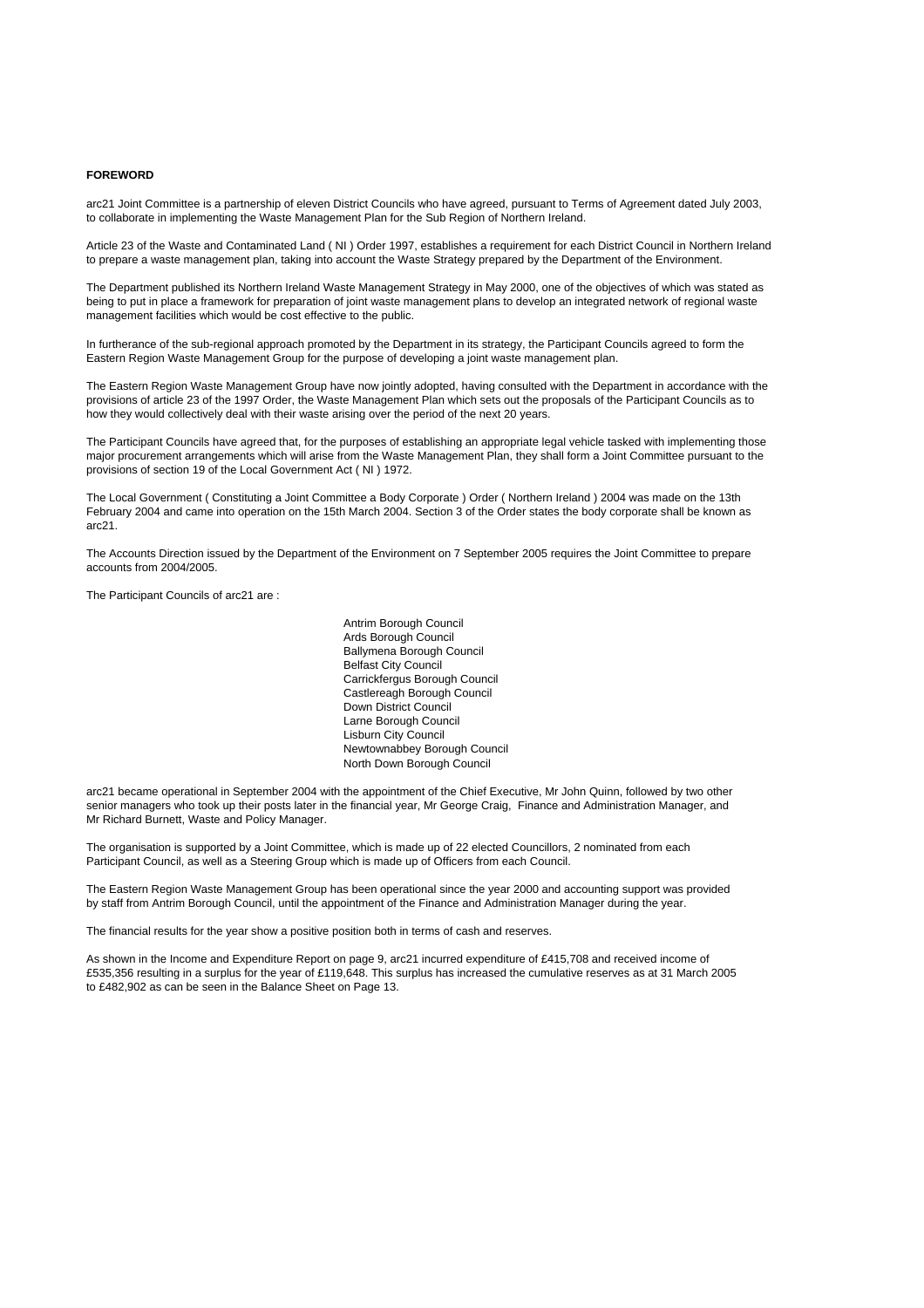## FOREWORD

arc21 Joint Committee is a partnership of eleven District Councils who have agreed, pursuant to Terms of Agreement dated July 2003, to collaborate in implementing the Waste Management Plan for the Sub Region of Northern Ireland.

Article 23 of the Waste and Contaminated Land ( NI ) Order 1997, establishes a requirement for each District Council in Northern Ireland to prepare a waste management plan, taking into account the Waste Strategy prepared by the Department of the Environment.

The Department published its Northern Ireland Waste Management Strategy in May 2000, one of the objectives of which was stated as being to put in place a framework for preparation of joint waste management plans to develop an integrated network of regional waste management facilities which would be cost effective to the public.

In furtherance of the sub-regional approach promoted by the Department in its strategy, the Participant Councils agreed to form the Eastern Region Waste Management Group for the purpose of developing a joint waste management plan.

The Eastern Region Waste Management Group have now jointly adopted, having consulted with the Department in accordance with the provisions of article 23 of the 1997 Order, the Waste Management Plan which sets out the proposals of the Participant Councils as to how they would collectively deal with their waste arising over the period of the next 20 years.

The Participant Councils have agreed that, for the purposes of establishing an appropriate legal vehicle tasked with implementing those major procurement arrangements which will arise from the Waste Management Plan, they shall form a Joint Committee pursuant to the provisions of section 19 of the Local Government Act ( NI ) 1972.

The Local Government ( Constituting a Joint Committee a Body Corporate ) Order ( Northern Ireland ) 2004 was made on the 13th February 2004 and came into operation on the 15th March 2004. Section 3 of the Order states the body corporate shall be known as arc21.

The Accounts Direction issued by the Department of the Environment on 7 September 2005 requires the Joint Committee to prepare accounts from 2004/2005.

The Participant Councils of arc21 are :

- Antrim Borough Council
- Ards Borough Council
- Ballymena Borough Council
- Belfast City Council
- Carrickfergus Borough Council
- Castlereagh Borough Council
- Down District Council
- Larne Borough Council
- Lisburn City Council
- Newtownabbey Borough Council
- North Down Borough Council

arc21 became operational in September 2004 with the appointment of the Chief Executive, Mr John Quinn, followed by two other senior managers who took up their posts later in the financial year, Mr George Craig, Finance and Administration Manager, and Mr Richard Burnett, Waste and Policy Manager.

The organisation is supported by a Joint Committee, which is made up of 22 elected Councillors, 2 nominated from each Participant Council, as well as a Steering Group which is made up of Officers from each Council.

The Eastern Region Waste Management Group has been operational since the year 2000 and accounting support was provided by staff from Antrim Borough Council, until the appointment of the Finance and Administration Manager during the year.

The financial results for the year show a positive position both in terms of cash and reserves.

As shown in the Income and Expenditure Report on page 9, arc21 incurred expenditure of £415,708 and received income of £535,356 resulting in a surplus for the year of £119,648. This surplus has increased the cumulative reserves as at 31 March 2005 to £482,902 as can be seen in the Balance Sheet on Page 13.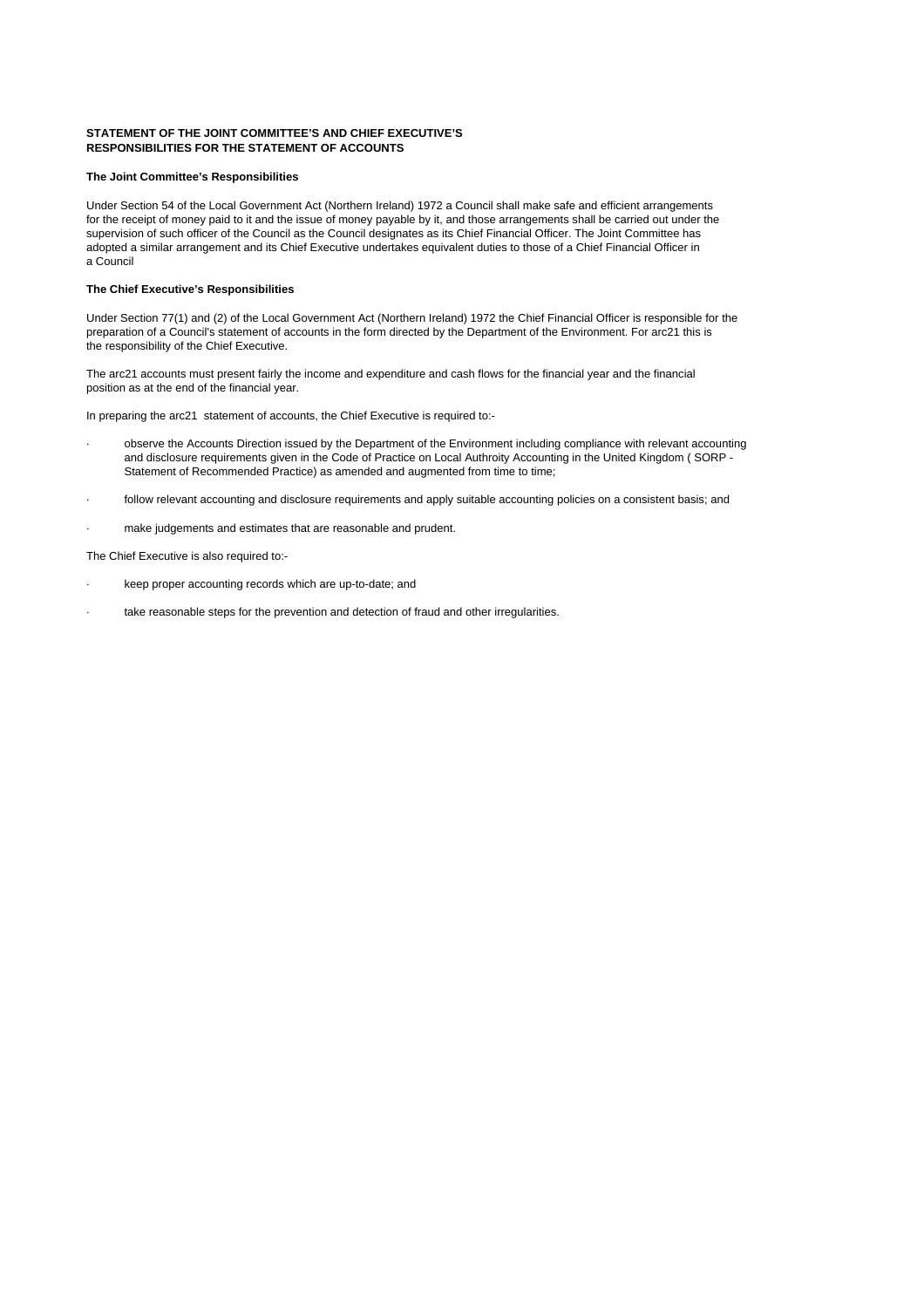**STATEMENT OF THE JOINT COMMITTEE'S AND CHIEF EXECUTIVE'S RESPONSIBILITIES FOR THE STATEMENT OF ACCOUNTS**

**The Joint Committee's Responsibilities**

Under Section 54 of the Local Government Act (Northern Ireland) 1972 a Council shall make safe and efficient arrangements for the receipt of money paid to it and the issue of money payable by it, and those arrangements shall be carried out under the supervision of such officer of the Council as the Council designates as its Chief Financial Officer. The Joint Committee has adopted a similar arrangement and its Chief Executive undertakes equivalent duties to those of a Chief Financial Officer in a Council

**The Chief Executive's Responsibilities**

Under Section 77(1) and (2) of the Local Government Act (Northern Ireland) 1972 the Chief Financial Officer is responsible for the preparation of a Council's statement of accounts in the form directed by the Department of the Environment. For arc21 this is the responsibility of the Chief Executive.

The arc21 accounts must present fairly the income and expenditure and cash flows for the financial year and the financial position as at the end of the financial year.

In preparing the arc21 statement of accounts, the Chief Executive is required to:-

- observe the Accounts Direction issued by the Department of the Environment including compliance with relevant accounting and disclosure requirements given in the Code of Practice on Local Authroity Accounting in the United Kingdom ( SORP - Statement of Recommended Practice) as amended and augmented from time to time;
- follow relevant accounting and disclosure requirements and apply suitable accounting policies on a consistent basis; and
- make judgements and estimates that are reasonable and prudent.

The Chief Executive is also required to:-

- keep proper accounting records which are up-to-date; and
- take reasonable steps for the prevention and detection of fraud and other irregularities.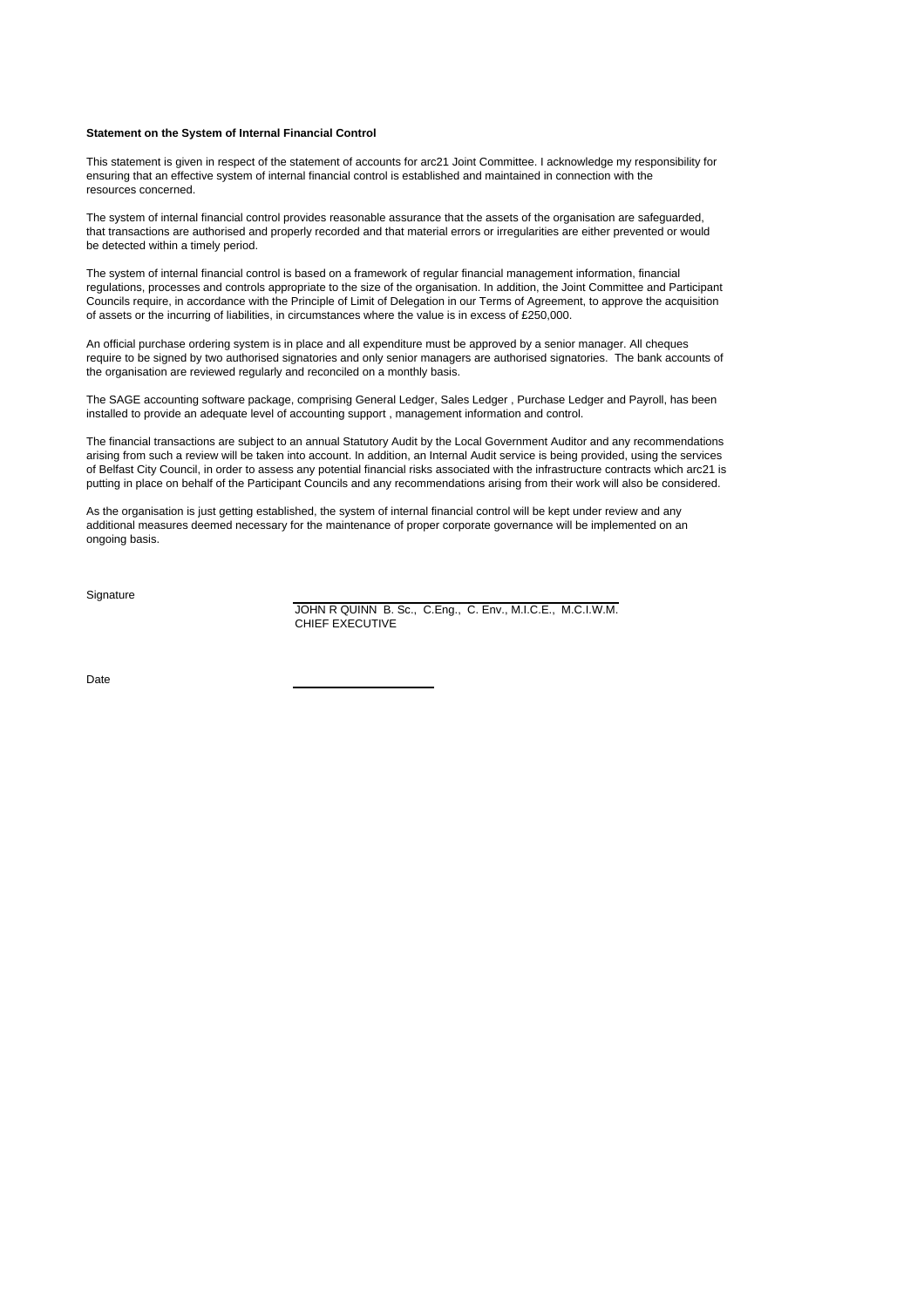**Statement on the System of Internal Financial Control**

This statement is given in respect of the statement of accounts for arc21 Joint Committee. I acknowledge my responsibility for ensuring that an effective system of internal financial control is established and maintained in connection with the resources concerned.

The system of internal financial control provides reasonable assurance that the assets of the organisation are safeguarded, that transactions are authorised and properly recorded and that material errors or irregularities are either prevented or would be detected within a timely period.

The system of internal financial control is based on a framework of regular financial management information, financial regulations, processes and controls appropriate to the size of the organisation. In addition, the Joint Committee and Participant Councils require, in accordance with the Principle of Limit of Delegation in our Terms of Agreement, to approve the acquisition of assets or the incurring of liabilities, in circumstances where the value is in excess of £250,000.

An official purchase ordering system is in place and all expenditure must be approved by a senior manager. All cheques require to be signed by two authorised signatories and only senior managers are authorised signatories. The bank accounts of the organisation are reviewed regularly and reconciled on a monthly basis.

The SAGE accounting software package, comprising General Ledger, Sales Ledger , Purchase Ledger and Payroll, has been installed to provide an adequate level of accounting support , management information and control.

The financial transactions are subject to an annual Statutory Audit by the Local Government Auditor and any recommendations arising from such a review will be taken into account. In addition, an Internal Audit service is being provided, using the services of Belfast City Council, in order to assess any potential financial risks associated with the infrastructure contracts which arc21 is putting in place on behalf of the Participant Councils and any recommendations arising from their work will also be considered.

As the organisation is just getting established, the system of internal financial control will be kept under review and any additional measures deemed necessary for the maintenance of proper corporate governance will be implemented on an ongoing basis.

Signature

JOHN R QUINN B. Sc., C.Eng., C. Env., M.I.C.E., M.C.I.W.M.
CHIEF EXECUTIVE

Date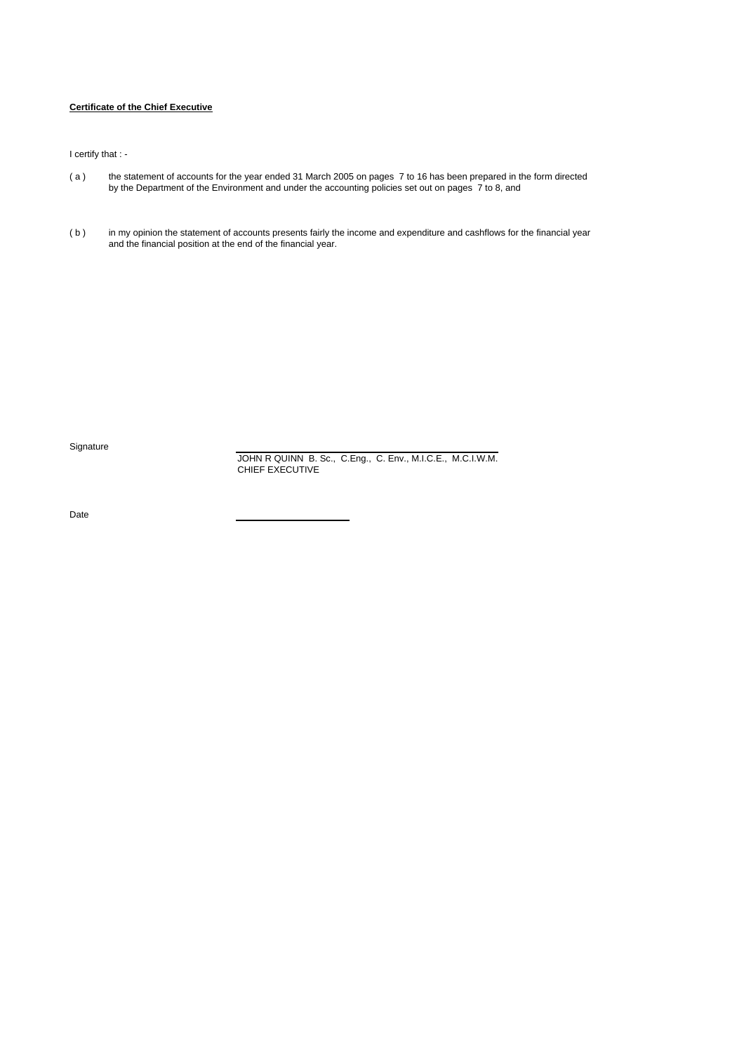**Certificate of the Chief Executive**

I certify that : -

( a ) the statement of accounts for the year ended 31 March 2005 on pages 7 to 16 has been prepared in the form directed by the Department of the Environment and under the accounting policies set out on pages 7 to 8, and

( b ) in my opinion the statement of accounts presents fairly the income and expenditure and cashflows for the financial year and the financial position at the end of the financial year.

Signature

JOHN R QUINN B. Sc., C.Eng., C. Env., M.I.C.E., M.C.I.W.M.
CHIEF EXECUTIVE

Date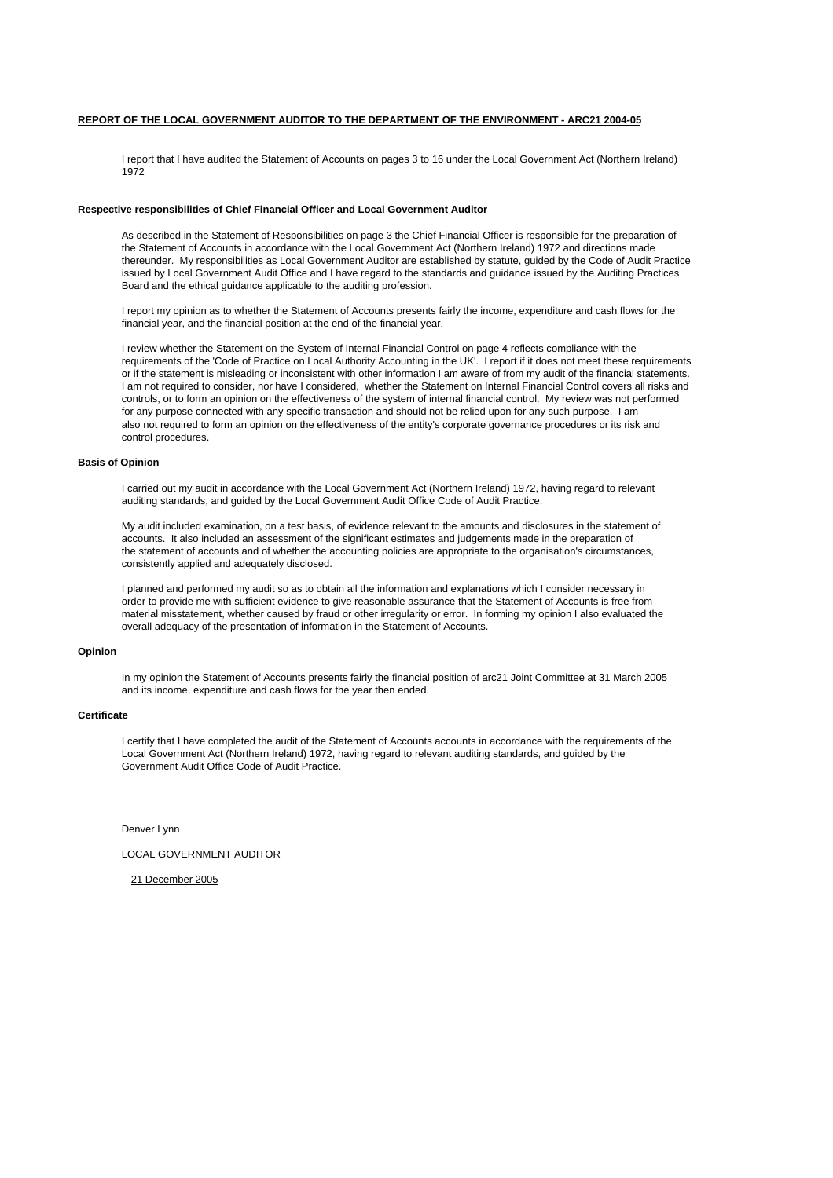## REPORT OF THE LOCAL GOVERNMENT AUDITOR TO THE DEPARTMENT OF THE ENVIRONMENT - ARC21 2004-05

I report that I have audited the Statement of Accounts on pages 3 to 16 under the Local Government Act (Northern Ireland) 1972

**Respective responsibilities of Chief Financial Officer and Local Government Auditor**

As described in the Statement of Responsibilities on page 3 the Chief Financial Officer is responsible for the preparation of the Statement of Accounts in accordance with the Local Government Act (Northern Ireland) 1972 and directions made thereunder. My responsibilities as Local Government Auditor are established by statute, guided by the Code of Audit Practice issued by Local Government Audit Office and I have regard to the standards and guidance issued by the Auditing Practices Board and the ethical guidance applicable to the auditing profession.

I report my opinion as to whether the Statement of Accounts presents fairly the income, expenditure and cash flows for the financial year, and the financial position at the end of the financial year.

I review whether the Statement on the System of Internal Financial Control on page 4 reflects compliance with the requirements of the 'Code of Practice on Local Authority Accounting in the UK'. I report if it does not meet these requirements or if the statement is misleading or inconsistent with other information I am aware of from my audit of the financial statements. I am not required to consider, nor have I considered, whether the Statement on Internal Financial Control covers all risks and controls, or to form an opinion on the effectiveness of the system of internal financial control. My review was not performed for any purpose connected with any specific transaction and should not be relied upon for any such purpose. I am also not required to form an opinion on the effectiveness of the entity's corporate governance procedures or its risk and control procedures.

**Basis of Opinion**

I carried out my audit in accordance with the Local Government Act (Northern Ireland) 1972, having regard to relevant auditing standards, and guided by the Local Government Audit Office Code of Audit Practice.

My audit included examination, on a test basis, of evidence relevant to the amounts and disclosures in the statement of accounts. It also included an assessment of the significant estimates and judgements made in the preparation of the statement of accounts and of whether the accounting policies are appropriate to the organisation's circumstances, consistently applied and adequately disclosed.

I planned and performed my audit so as to obtain all the information and explanations which I consider necessary in order to provide me with sufficient evidence to give reasonable assurance that the Statement of Accounts is free from material misstatement, whether caused by fraud or other irregularity or error. In forming my opinion I also evaluated the overall adequacy of the presentation of information in the Statement of Accounts.

**Opinion**

In my opinion the Statement of Accounts presents fairly the financial position of arc21 Joint Committee at 31 March 2005 and its income, expenditure and cash flows for the year then ended.

**Certificate**

I certify that I have completed the audit of the Statement of Accounts accounts in accordance with the requirements of the Local Government Act (Northern Ireland) 1972, having regard to relevant auditing standards, and guided by the Government Audit Office Code of Audit Practice.

Denver Lynn

LOCAL GOVERNMENT AUDITOR

21 December 2005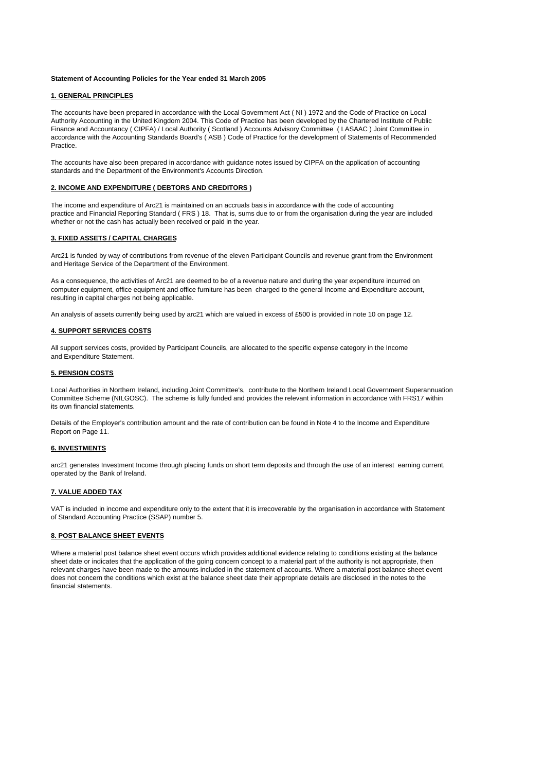**Statement of Accounting Policies for the Year ended 31 March 2005**

**1. GENERAL PRINCIPLES**

The accounts have been prepared in accordance with the Local Government Act ( NI ) 1972 and the Code of Practice on Local Authority Accounting in the United Kingdom 2004. This Code of Practice has been developed by the Chartered Institute of Public Finance and Accountancy ( CIPFA) / Local Authority ( Scotland ) Accounts Advisory Committee ( LASAAC ) Joint Committee in accordance with the Accounting Standards Board's ( ASB ) Code of Practice for the development of Statements of Recommended Practice.

The accounts have also been prepared in accordance with guidance notes issued by CIPFA on the application of accounting standards and the Department of the Environment's Accounts Direction.

**2. INCOME AND EXPENDITURE ( DEBTORS AND CREDITORS )**

The income and expenditure of Arc21 is maintained on an accruals basis in accordance with the code of accounting practice and Financial Reporting Standard ( FRS ) 18. That is, sums due to or from the organisation during the year are included whether or not the cash has actually been received or paid in the year.

**3. FIXED ASSETS / CAPITAL CHARGES**

Arc21 is funded by way of contributions from revenue of the eleven Participant Councils and revenue grant from the Environment and Heritage Service of the Department of the Environment.

As a consequence, the activities of Arc21 are deemed to be of a revenue nature and during the year expenditure incurred on computer equipment, office equipment and office furniture has been charged to the general Income and Expenditure account, resulting in capital charges not being applicable.

An analysis of assets currently being used by arc21 which are valued in excess of £500 is provided in note 10 on page 12.

**4. SUPPORT SERVICES COSTS**

All support services costs, provided by Participant Councils, are allocated to the specific expense category in the Income and Expenditure Statement.

**5. PENSION COSTS**

Local Authorities in Northern Ireland, including Joint Committee's, contribute to the Northern Ireland Local Government Superannuation Committee Scheme (NILGOSC). The scheme is fully funded and provides the relevant information in accordance with FRS17 within its own financial statements.

Details of the Employer's contribution amount and the rate of contribution can be found in Note 4 to the Income and Expenditure Report on Page 11.

**6. INVESTMENTS**

arc21 generates Investment Income through placing funds on short term deposits and through the use of an interest earning current, operated by the Bank of Ireland.

**7. VALUE ADDED TAX**

VAT is included in income and expenditure only to the extent that it is irrecoverable by the organisation in accordance with Statement of Standard Accounting Practice (SSAP) number 5.

**8. POST BALANCE SHEET EVENTS**

Where a material post balance sheet event occurs which provides additional evidence relating to conditions existing at the balance sheet date or indicates that the application of the going concern concept to a material part of the authority is not appropriate, then relevant charges have been made to the amounts included in the statement of accounts. Where a material post balance sheet event does not concern the conditions which exist at the balance sheet date their appropriate details are disclosed in the notes to the financial statements.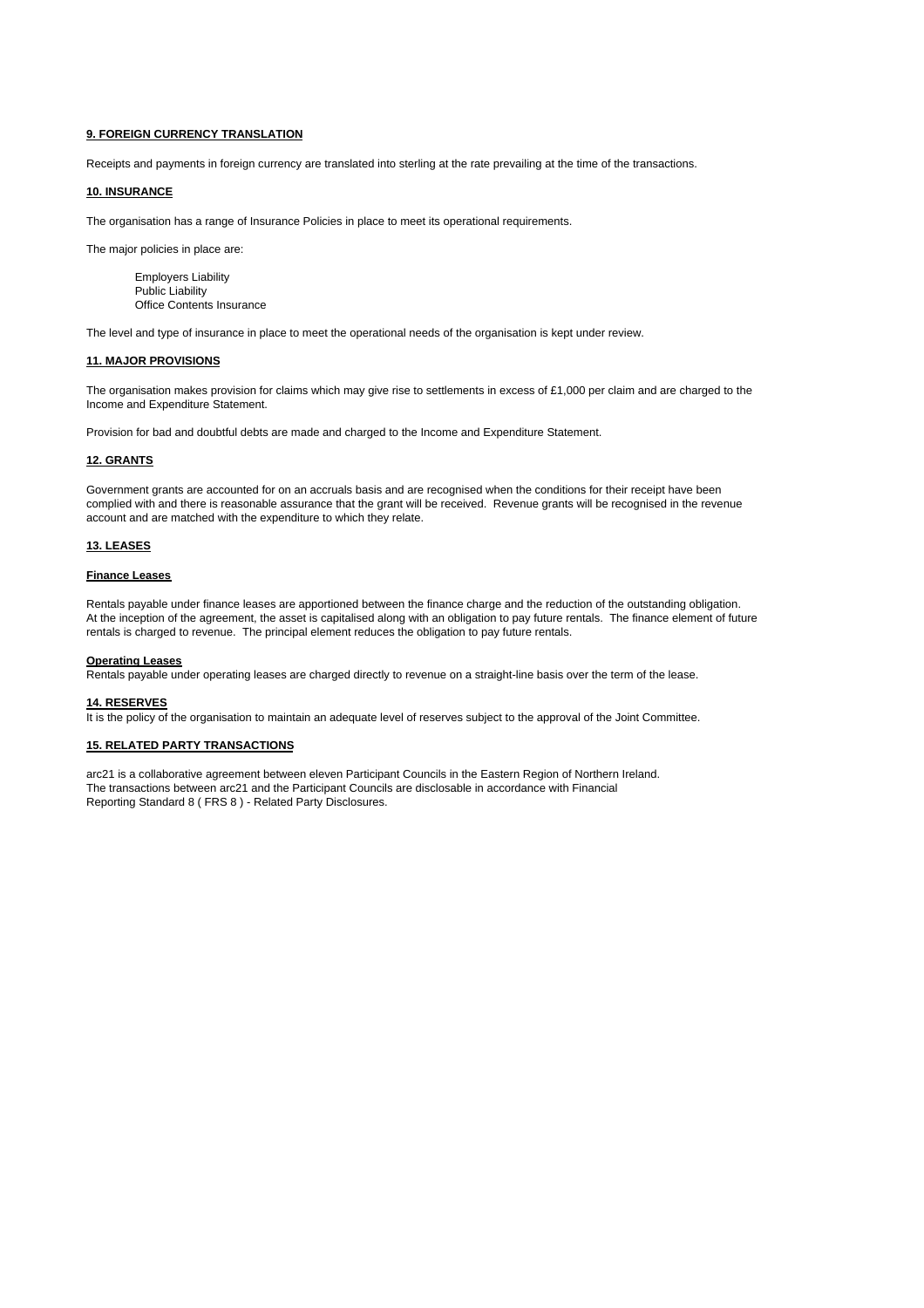## 9. FOREIGN CURRENCY TRANSLATION

Receipts and payments in foreign currency are translated into sterling at the rate prevailing at the time of the transactions.

## 10. INSURANCE

The organisation has a range of Insurance Policies in place to meet its operational requirements.

The major policies in place are:

- Employers Liability
- Public Liability
- Office Contents Insurance

The level and type of insurance in place to meet the operational needs of the organisation is kept under review.

## 11. MAJOR PROVISIONS

The organisation makes provision for claims which may give rise to settlements in excess of £1,000 per claim and are charged to the Income and Expenditure Statement.

Provision for bad and doubtful debts are made and charged to the Income and Expenditure Statement.

## 12. GRANTS

Government grants are accounted for on an accruals basis and are recognised when the conditions for their receipt have been complied with and there is reasonable assurance that the grant will be received. Revenue grants will be recognised in the revenue account and are matched with the expenditure to which they relate.

## 13. LEASES

### Finance Leases

Rentals payable under finance leases are apportioned between the finance charge and the reduction of the outstanding obligation. At the inception of the agreement, the asset is capitalised along with an obligation to pay future rentals. The finance element of future rentals is charged to revenue. The principal element reduces the obligation to pay future rentals.

### Operating Leases

Rentals payable under operating leases are charged directly to revenue on a straight-line basis over the term of the lease.

## 14. RESERVES

It is the policy of the organisation to maintain an adequate level of reserves subject to the approval of the Joint Committee.

## 15. RELATED PARTY TRANSACTIONS

arc21 is a collaborative agreement between eleven Participant Councils in the Eastern Region of Northern Ireland. The transactions between arc21 and the Participant Councils are disclosable in accordance with Financial Reporting Standard 8 ( FRS 8 ) - Related Party Disclosures.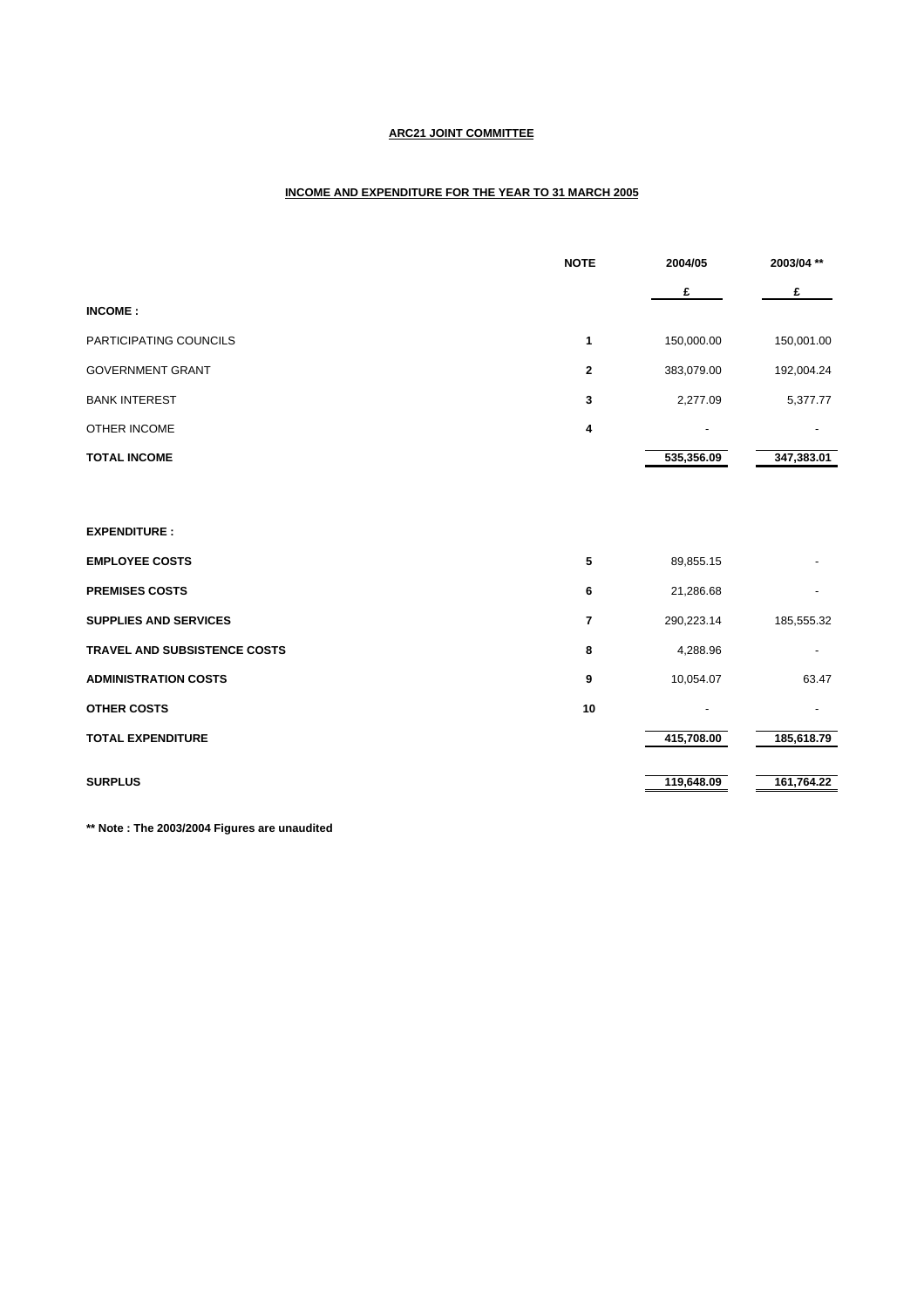**ARC21 JOINT COMMITTEE**

**INCOME AND EXPENDITURE FOR THE YEAR TO 31 MARCH 2005**

| | NOTE | 2004/05 | 2003/04 ** |
|---|---|---|---|
| | | £ | £ |
| **INCOME :** | | | |
| PARTICIPATING COUNCILS | 1 | 150,000.00 | 150,001.00 |
| GOVERNMENT GRANT | 2 | 383,079.00 | 192,004.24 |
| BANK INTEREST | 3 | 2,277.09 | 5,377.77 |
| OTHER INCOME | 4 | - | - |
| **TOTAL INCOME** | | **535,356.09** | **347,383.01** |
| | | | |
| **EXPENDITURE :** | | | |
| **EMPLOYEE COSTS** | 5 | 89,855.15 | - |
| **PREMISES COSTS** | 6 | 21,286.68 | - |
| **SUPPLIES AND SERVICES** | 7 | 290,223.14 | 185,555.32 |
| **TRAVEL AND SUBSISTENCE COSTS** | 8 | 4,288.96 | - |
| **ADMINISTRATION COSTS** | 9 | 10,054.07 | 63.47 |
| **OTHER COSTS** | 10 | - | - |
| **TOTAL EXPENDITURE** | | **415,708.00** | **185,618.79** |
| | | | |
| **SURPLUS** | | **119,648.09** | **161,764.22** |

**** Note : The 2003/2004 Figures are unaudited**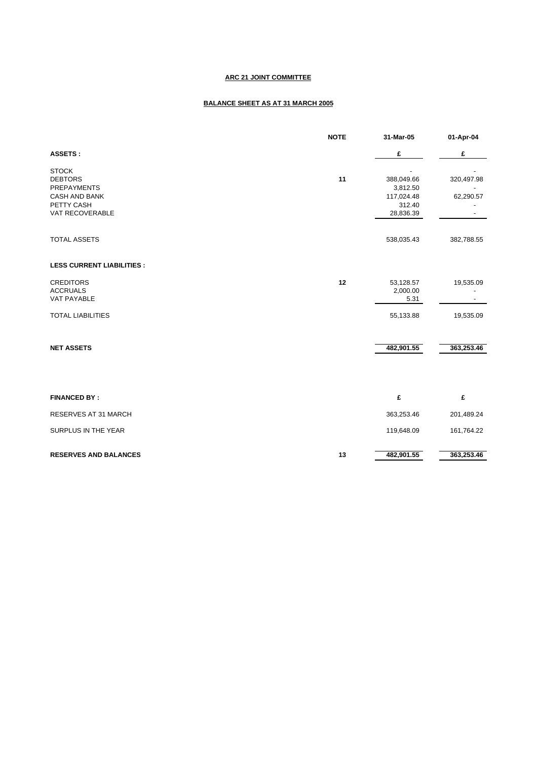**ARC 21 JOINT COMMITTEE**

**BALANCE SHEET AS AT 31 MARCH 2005**

| | NOTE | 31-Mar-05 | 01-Apr-04 |
|---|---|---|---|
| **ASSETS :** | | £ | £ |
| STOCK | | - | - |
| DEBTORS | 11 | 388,049.66 | 320,497.98 |
| PREPAYMENTS | | 3,812.50 | - |
| CASH AND BANK | | 117,024.48 | 62,290.57 |
| PETTY CASH | | 312.40 | - |
| VAT RECOVERABLE | | 28,836.39 | - |
| TOTAL ASSETS | | 538,035.43 | 382,788.55 |
| **LESS CURRENT LIABILITIES :** | | | |
| CREDITORS | 12 | 53,128.57 | 19,535.09 |
| ACCRUALS | | 2,000.00 | - |
| VAT PAYABLE | | 5.31 | - |
| TOTAL LIABILITIES | | 55,133.88 | 19,535.09 |
| **NET ASSETS** | | **482,901.55** | **363,253.46** |
| **FINANCED BY :** | | £ | £ |
| RESERVES AT 31 MARCH | | 363,253.46 | 201,489.24 |
| SURPLUS IN THE YEAR | | 119,648.09 | 161,764.22 |
| **RESERVES AND BALANCES** | 13 | **482,901.55** | **363,253.46** |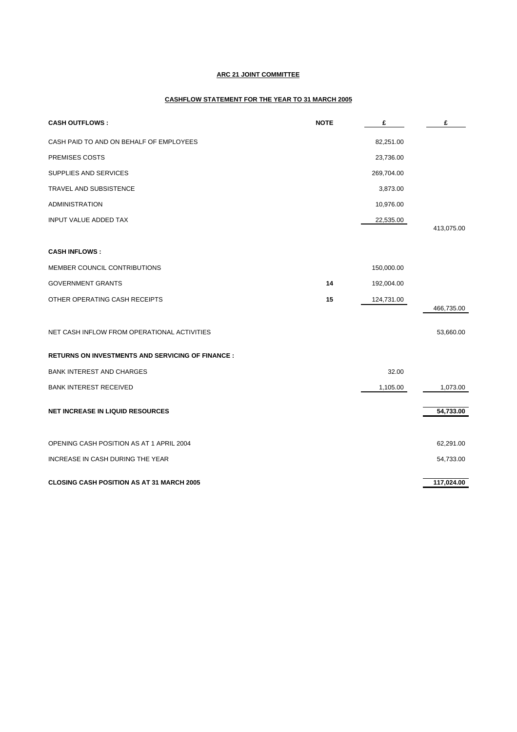**ARC 21 JOINT COMMITTEE**

**CASHFLOW STATEMENT FOR THE YEAR TO 31 MARCH 2005**

| **CASH OUTFLOWS :** | **NOTE** | **£** | **£** |
|---|---|---|---|
| CASH PAID TO AND ON BEHALF OF EMPLOYEES | | 82,251.00 | |
| PREMISES COSTS | | 23,736.00 | |
| SUPPLIES AND SERVICES | | 269,704.00 | |
| TRAVEL AND SUBSISTENCE | | 3,873.00 | |
| ADMINISTRATION | | 10,976.00 | |
| INPUT VALUE ADDED TAX | | 22,535.00 | 413,075.00 |
| | | | |
| **CASH INFLOWS :** | | | |
| MEMBER COUNCIL CONTRIBUTIONS | | 150,000.00 | |
| GOVERNMENT GRANTS | **14** | 192,004.00 | |
| OTHER OPERATING CASH RECEIPTS | **15** | 124,731.00 | 466,735.00 |
| | | | |
| NET CASH INFLOW FROM OPERATIONAL ACTIVITIES | | | 53,660.00 |
| | | | |
| **RETURNS ON INVESTMENTS AND SERVICING OF FINANCE :** | | | |
| BANK INTEREST AND CHARGES | | 32.00 | |
| BANK INTEREST RECEIVED | | 1,105.00 | 1,073.00 |
| | | | |
| **NET INCREASE IN LIQUID RESOURCES** | | | **54,733.00** |
| | | | |
| OPENING CASH POSITION AS AT 1 APRIL 2004 | | | 62,291.00 |
| INCREASE IN CASH DURING THE YEAR | | | 54,733.00 |
| | | | |
| **CLOSING CASH POSITION AS AT 31 MARCH 2005** | | | **117,024.00** |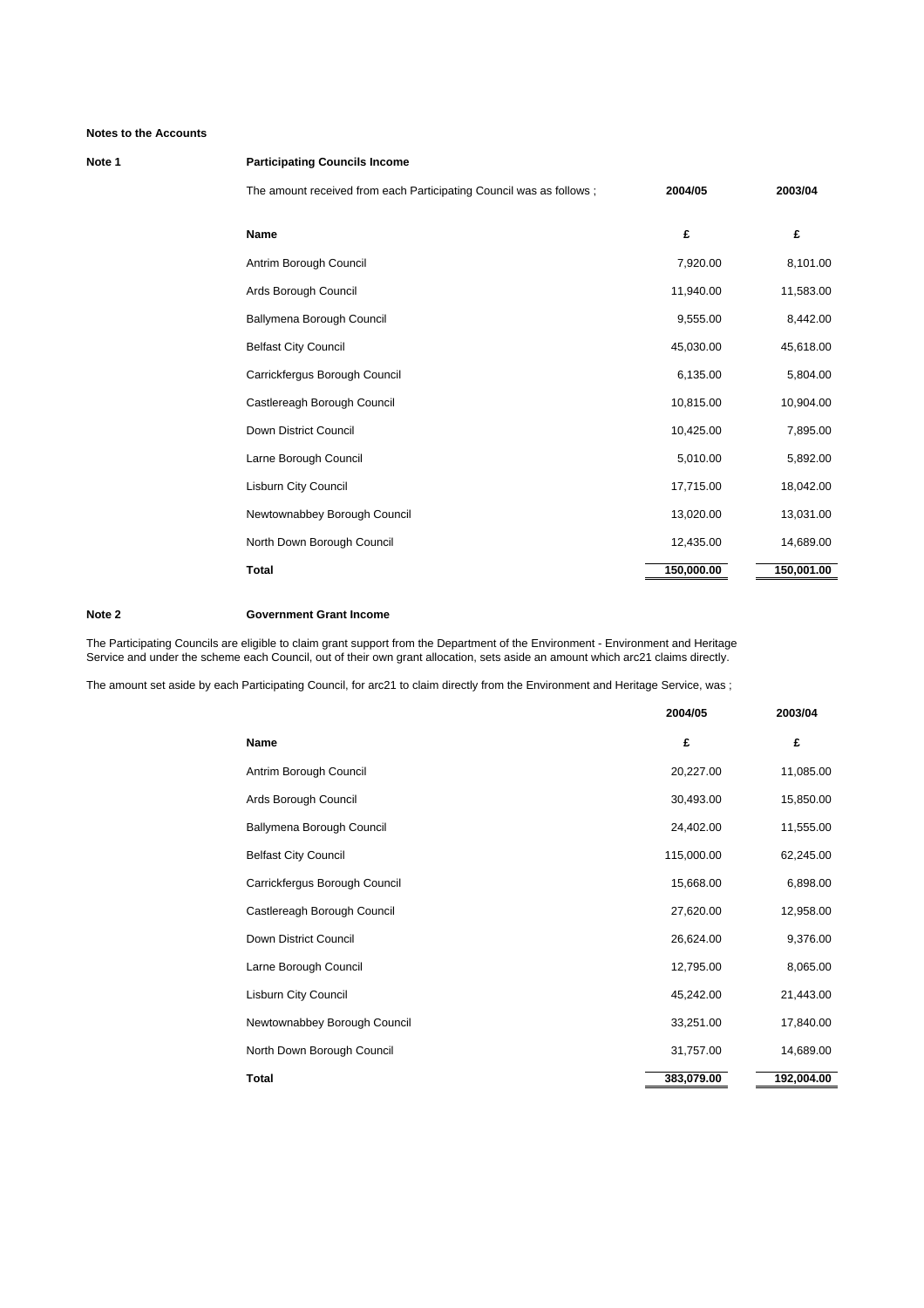**Notes to the Accounts**

**Note 1** **Participating Councils Income**

The amount received from each Participating Council was as follows ;

| Name | 2004/05 £ | 2003/04 £ |
|---|---|---|
| Antrim Borough Council | 7,920.00 | 8,101.00 |
| Ards Borough Council | 11,940.00 | 11,583.00 |
| Ballymena Borough Council | 9,555.00 | 8,442.00 |
| Belfast City Council | 45,030.00 | 45,618.00 |
| Carrickfergus Borough Council | 6,135.00 | 5,804.00 |
| Castlereagh Borough Council | 10,815.00 | 10,904.00 |
| Down District Council | 10,425.00 | 7,895.00 |
| Larne Borough Council | 5,010.00 | 5,892.00 |
| Lisburn City Council | 17,715.00 | 18,042.00 |
| Newtownabbey Borough Council | 13,020.00 | 13,031.00 |
| North Down Borough Council | 12,435.00 | 14,689.00 |
| **Total** | **150,000.00** | **150,001.00** |

**Note 2** **Government Grant Income**

The Participating Councils are eligible to claim grant support from the Department of the Environment - Environment and Heritage Service and under the scheme each Council, out of their own grant allocation, sets aside an amount which arc21 claims directly.

The amount set aside by each Participating Council, for arc21 to claim directly from the Environment and Heritage Service, was ;

| Name | 2004/05 £ | 2003/04 £ |
|---|---|---|
| Antrim Borough Council | 20,227.00 | 11,085.00 |
| Ards Borough Council | 30,493.00 | 15,850.00 |
| Ballymena Borough Council | 24,402.00 | 11,555.00 |
| Belfast City Council | 115,000.00 | 62,245.00 |
| Carrickfergus Borough Council | 15,668.00 | 6,898.00 |
| Castlereagh Borough Council | 27,620.00 | 12,958.00 |
| Down District Council | 26,624.00 | 9,376.00 |
| Larne Borough Council | 12,795.00 | 8,065.00 |
| Lisburn City Council | 45,242.00 | 21,443.00 |
| Newtownabbey Borough Council | 33,251.00 | 17,840.00 |
| North Down Borough Council | 31,757.00 | 14,689.00 |
| **Total** | **383,079.00** | **192,004.00** |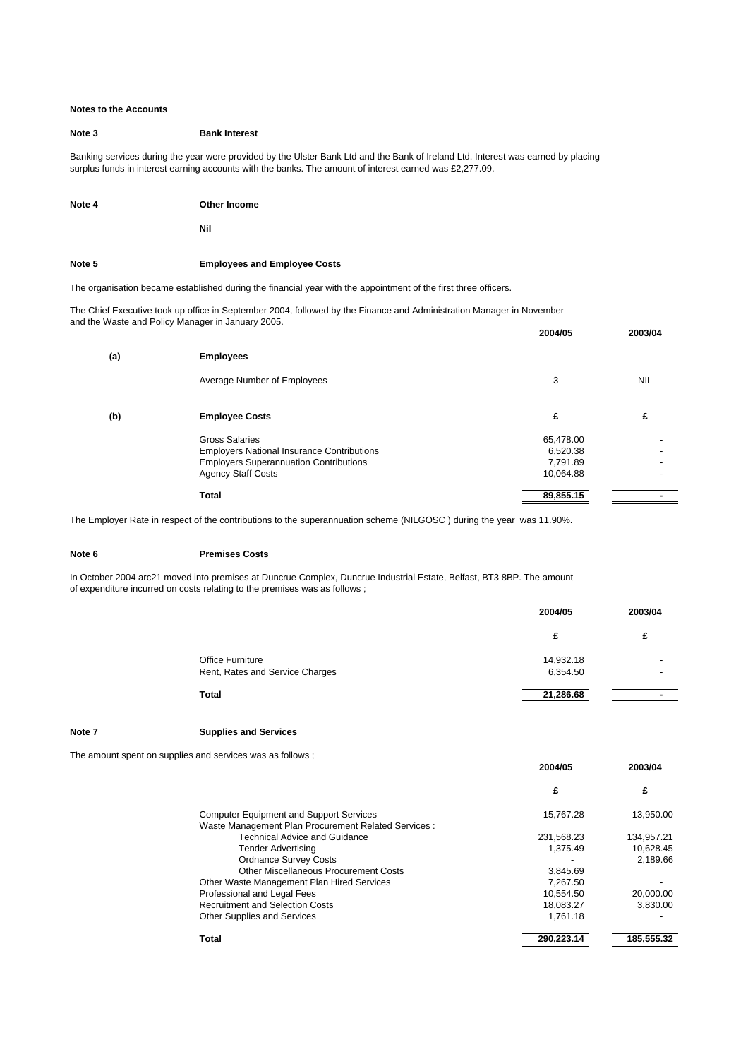**Notes to the Accounts**

**Note 3** **Bank Interest**

Banking services during the year were provided by the Ulster Bank Ltd and the Bank of Ireland Ltd. Interest was earned by placing surplus funds in interest earning accounts with the banks. The amount of interest earned was £2,277.09.

**Note 4** **Other Income**

**Nil**

**Note 5** **Employees and Employee Costs**

The organisation became established during the financial year with the appointment of the first three officers.

The Chief Executive took up office in September 2004, followed by the Finance and Administration Manager in November and the Waste and Policy Manager in January 2005.

| | | 2004/05 | 2003/04 |
|---|---|---|---|
| **(a)** | **Employees** | | |
| | Average Number of Employees | 3 | NIL |
| **(b)** | **Employee Costs** | **£** | **£** |
| | Gross Salaries | 65,478.00 | - |
| | Employers National Insurance Contributions | 6,520.38 | - |
| | Employers Superannuation Contributions | 7,791.89 | - |
| | Agency Staff Costs | 10,064.88 | - |
| | **Total** | **89,855.15** | **-** |

The Employer Rate in respect of the contributions to the superannuation scheme (NILGOSC ) during the year was 11.90%.

**Note 6** **Premises Costs**

In October 2004 arc21 moved into premises at Duncrue Complex, Duncrue Industrial Estate, Belfast, BT3 8BP. The amount of expenditure incurred on costs relating to the premises was as follows ;

| | 2004/05 | 2003/04 |
|---|---|---|
| | **£** | **£** |
| Office Furniture | 14,932.18 | - |
| Rent, Rates and Service Charges | 6,354.50 | - |
| **Total** | **21,286.68** | **-** |

**Note 7** **Supplies and Services**

The amount spent on supplies and services was as follows ;

| | 2004/05 | 2003/04 |
|---|---|---|
| | **£** | **£** |
| Computer Equipment and Support Services | 15,767.28 | 13,950.00 |
| Waste Management Plan Procurement Related Services : | | |
| Technical Advice and Guidance | 231,568.23 | 134,957.21 |
| Tender Advertising | 1,375.49 | 10,628.45 |
| Ordnance Survey Costs | - | 2,189.66 |
| Other Miscellaneous Procurement Costs | 3,845.69 | |
| Other Waste Management Plan Hired Services | 7,267.50 | - |
| Professional and Legal Fees | 10,554.50 | 20,000.00 |
| Recruitment and Selection Costs | 18,083.27 | 3,830.00 |
| Other Supplies and Services | 1,761.18 | - |
| **Total** | **290,223.14** | **185,555.32** |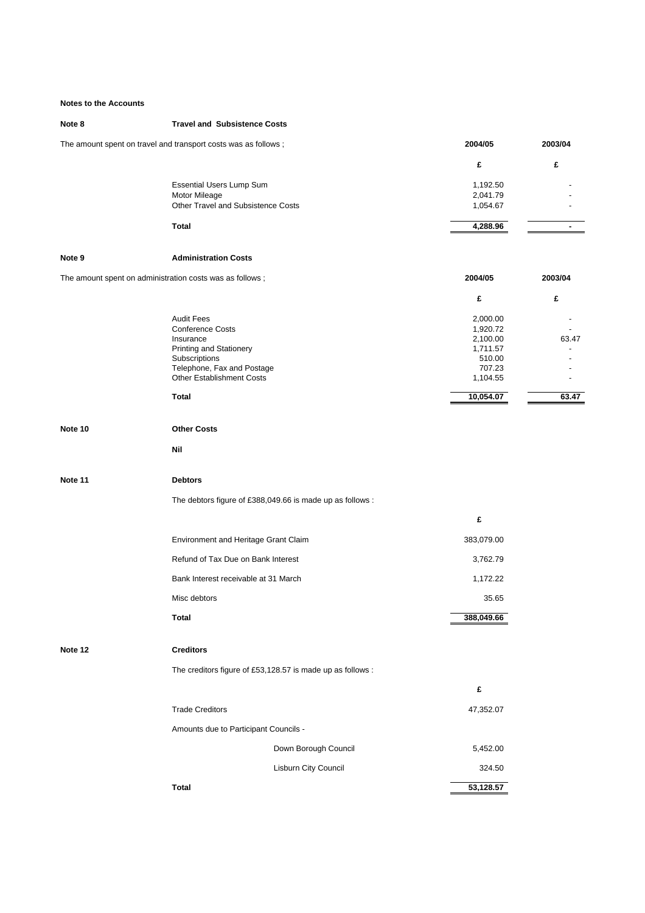**Notes to the Accounts**

**Note 8** **Travel and Subsistence Costs**

The amount spent on travel and transport costs was as follows ;

| | 2004/05 | 2003/04 |
|---|---|---|
| | £ | £ |
| Essential Users Lump Sum | 1,192.50 | - |
| Motor Mileage | 2,041.79 | - |
| Other Travel and Subsistence Costs | 1,054.67 | - |
| **Total** | **4,288.96** | **-** |

**Note 9** **Administration Costs**

The amount spent on administration costs was as follows ;

| | 2004/05 | 2003/04 |
|---|---|---|
| | £ | £ |
| Audit Fees | 2,000.00 | - |
| Conference Costs | 1,920.72 | - |
| Insurance | 2,100.00 | 63.47 |
| Printing and Stationery | 1,711.57 | - |
| Subscriptions | 510.00 | - |
| Telephone, Fax and Postage | 707.23 | - |
| Other Establishment Costs | 1,104.55 | - |
| **Total** | **10,054.07** | **63.47** |

**Note 10** **Other Costs**

**Nil**

**Note 11** **Debtors**

The debtors figure of £388,049.66 is made up as follows :

| | £ |
|---|---|
| Environment and Heritage Grant Claim | 383,079.00 |
| Refund of Tax Due on Bank Interest | 3,762.79 |
| Bank Interest receivable at 31 March | 1,172.22 |
| Misc debtors | 35.65 |
| **Total** | **388,049.66** |

**Note 12** **Creditors**

The creditors figure of £53,128.57 is made up as follows :

| | £ |
|---|---|
| Trade Creditors | 47,352.07 |
| Amounts due to Participant Councils - | |
| Down Borough Council | 5,452.00 |
| Lisburn City Council | 324.50 |
| **Total** | **53,128.57** |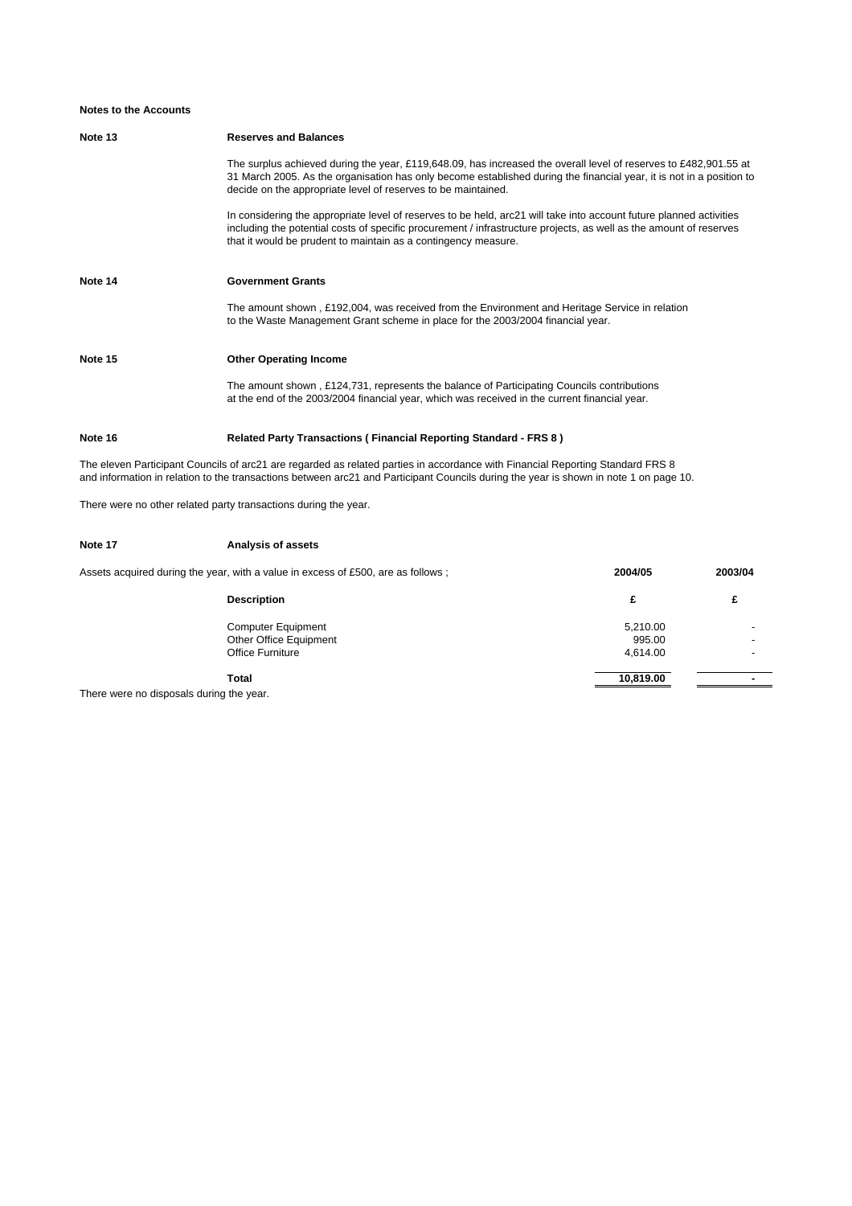**Notes to the Accounts**

**Note 13 Reserves and Balances**

The surplus achieved during the year, £119,648.09, has increased the overall level of reserves to £482,901.55 at 31 March 2005. As the organisation has only become established during the financial year, it is not in a position to decide on the appropriate level of reserves to be maintained.

In considering the appropriate level of reserves to be held, arc21 will take into account future planned activities including the potential costs of specific procurement / infrastructure projects, as well as the amount of reserves that it would be prudent to maintain as a contingency measure.

**Note 14 Government Grants**

The amount shown , £192,004, was received from the Environment and Heritage Service in relation to the Waste Management Grant scheme in place for the 2003/2004 financial year.

**Note 15 Other Operating Income**

The amount shown , £124,731, represents the balance of Participating Councils contributions at the end of the 2003/2004 financial year, which was received in the current financial year.

**Note 16 Related Party Transactions ( Financial Reporting Standard - FRS 8 )**

The eleven Participant Councils of arc21 are regarded as related parties in accordance with Financial Reporting Standard FRS 8 and information in relation to the transactions between arc21 and Participant Councils during the year is shown in note 1 on page 10.

There were no other related party transactions during the year.

**Note 17 Analysis of assets**

Assets acquired during the year, with a value in excess of £500, are as follows ;

| Description | 2004/05 | 2003/04 |
|---|---|---|
| | £ | £ |
| Computer Equipment | 5,210.00 | - |
| Other Office Equipment | 995.00 | - |
| Office Furniture | 4,614.00 | - |
| **Total** | **10,819.00** | **-** |

There were no disposals during the year.